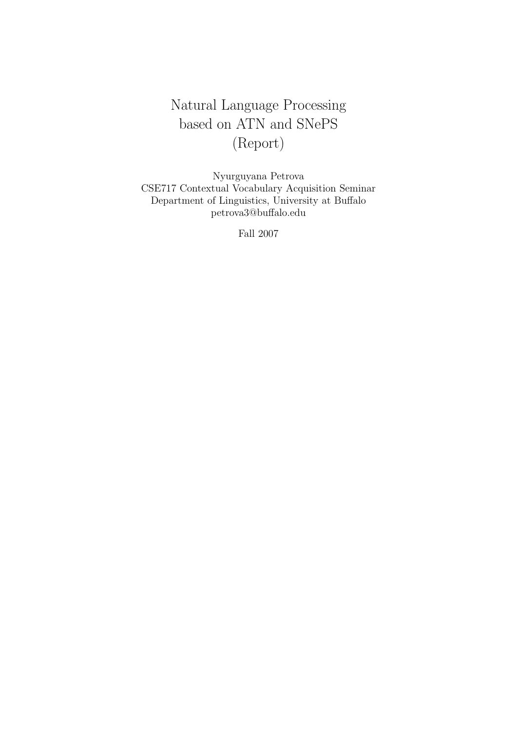# Natural Language Processing based on ATN and SNePS (Report)

Nyurguyana Petrova
CSE717 Contextual Vocabulary Acquisition Seminar
Department of Linguistics, University at Buffalo
petrova3@buffalo.edu

Fall 2007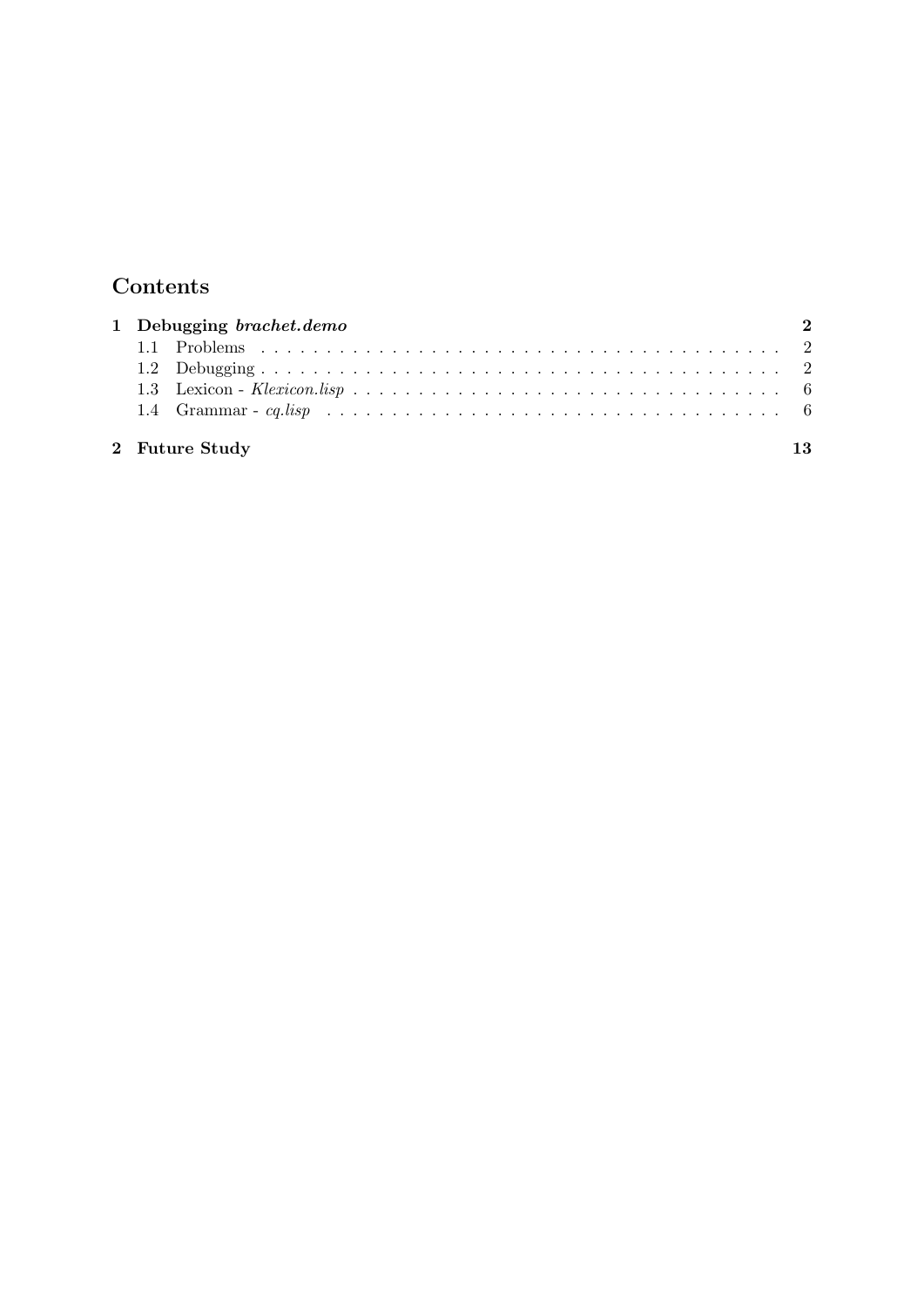# Contents

**1 Debugging *brachet.demo*** **2**

- 1.1 Problems . . . . . . . . . . . . . . . . . . . . . . . . . . . . . . . . . . . . . 2
- 1.2 Debugging . . . . . . . . . . . . . . . . . . . . . . . . . . . . . . . . . . . . 2
- 1.3 Lexicon - *Klexicon.lisp* . . . . . . . . . . . . . . . . . . . . . . . . . . . . 6
- 1.4 Grammar - *cq.lisp* . . . . . . . . . . . . . . . . . . . . . . . . . . . . . . . 6

**2 Future Study** **13**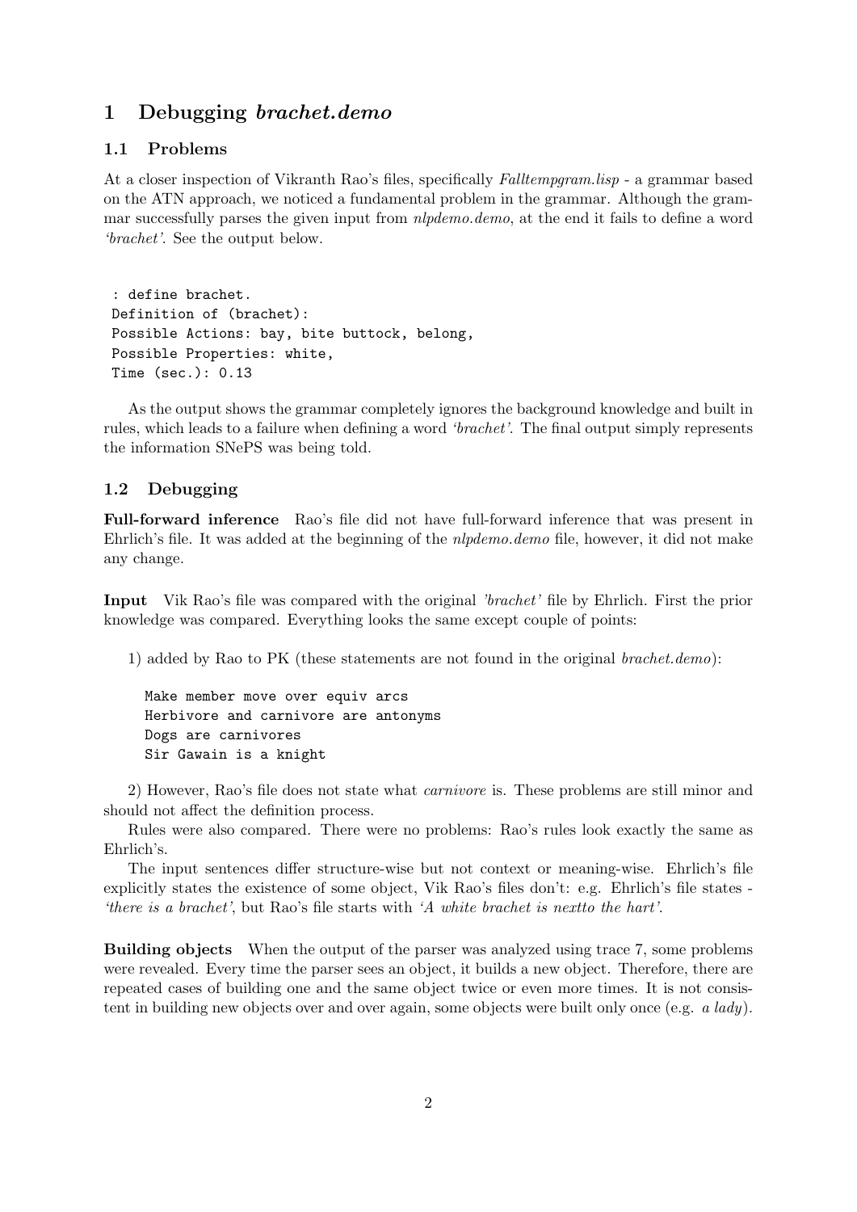# 1 Debugging *brachet.demo*

## 1.1 Problems

At a closer inspection of Vikranth Rao's files, specifically *Falltempgram.lisp* - a grammar based on the ATN approach, we noticed a fundamental problem in the grammar. Although the grammar successfully parses the given input from *nlpdemo.demo*, at the end it fails to define a word *'brachet'*. See the output below.

```
: define brachet.
Definition of (brachet):
Possible Actions: bay, bite buttock, belong,
Possible Properties: white,
Time (sec.): 0.13
```

As the output shows the grammar completely ignores the background knowledge and built in rules, which leads to a failure when defining a word *'brachet'*. The final output simply represents the information SNePS was being told.

## 1.2 Debugging

**Full-forward inference** Rao's file did not have full-forward inference that was present in Ehrlich's file. It was added at the beginning of the *nlpdemo.demo* file, however, it did not make any change.

**Input** Vik Rao's file was compared with the original *'brachet'* file by Ehrlich. First the prior knowledge was compared. Everything looks the same except couple of points:

1) added by Rao to PK (these statements are not found in the original *brachet.demo*):

```
Make member move over equiv arcs
Herbivore and carnivore are antonyms
Dogs are carnivores
Sir Gawain is a knight
```

2) However, Rao's file does not state what *carnivore* is. These problems are still minor and should not affect the definition process.

Rules were also compared. There were no problems: Rao's rules look exactly the same as Ehrlich's.

The input sentences differ structure-wise but not context or meaning-wise. Ehrlich's file explicitly states the existence of some object, Vik Rao's files don't: e.g. Ehrlich's file states - *'there is a brachet'*, but Rao's file starts with *'A white brachet is nextto the hart'*.

**Building objects** When the output of the parser was analyzed using trace 7, some problems were revealed. Every time the parser sees an object, it builds a new object. Therefore, there are repeated cases of building one and the same object twice or even more times. It is not consistent in building new objects over and over again, some objects were built only once (e.g. *a lady*).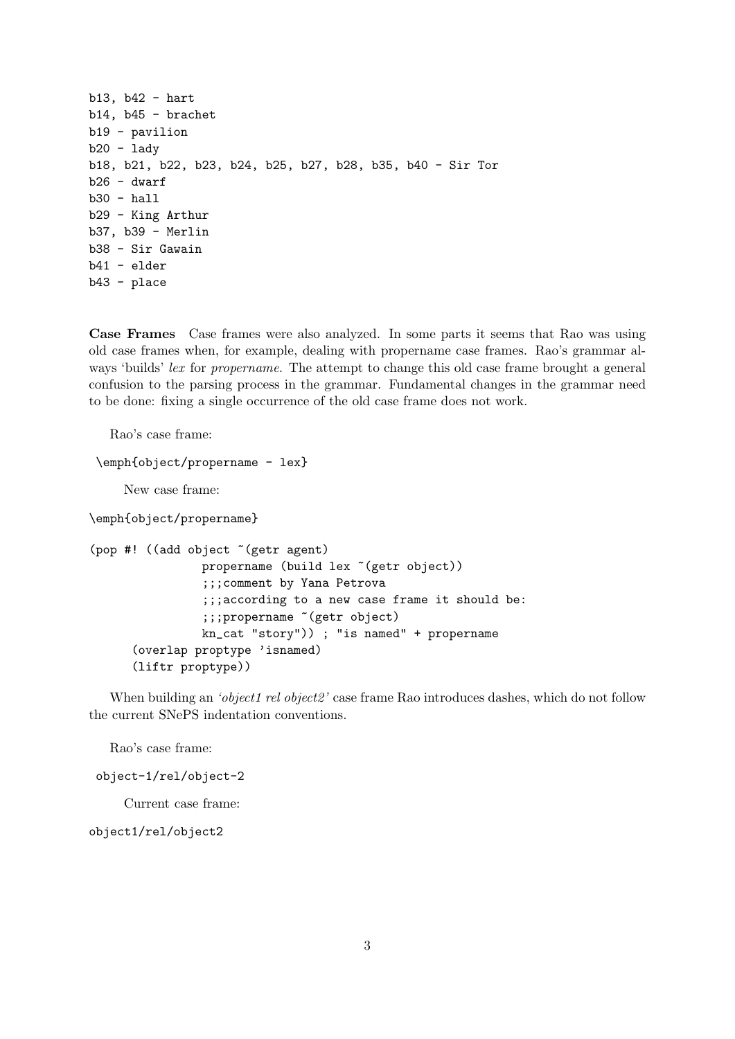```
b13, b42 - hart
b14, b45 - brachet
b19 - pavilion
b20 - lady
b18, b21, b22, b23, b24, b25, b27, b28, b35, b40 - Sir Tor
b26 - dwarf
b30 - hall
b29 - King Arthur
b37, b39 - Merlin
b38 - Sir Gawain
b41 - elder
b43 - place
```

**Case Frames** Case frames were also analyzed. In some parts it seems that Rao was using old case frames when, for example, dealing with propername case frames. Rao's grammar always 'builds' *lex* for *propername*. The attempt to change this old case frame brought a general confusion to the parsing process in the grammar. Fundamental changes in the grammar need to be done: fixing a single occurrence of the old case frame does not work.

Rao's case frame:

```
\emph{object/propername - lex}
```

New case frame:

```
\emph{object/propername}
```

```
(pop #! ((add object ~(getr agent)
              propername (build lex ~(getr object))
              ;;;comment by Yana Petrova
              ;;;according to a new case frame it should be:
              ;;;propername ~(getr object)
              kn_cat "story")) ; "is named" + propername
     (overlap proptype 'isnamed)
     (liftr proptype))
```

When building an *'object1 rel object2'* case frame Rao introduces dashes, which do not follow the current SNePS indentation conventions.

Rao's case frame:

```
object-1/rel/object-2
```

Current case frame:

```
object1/rel/object2
```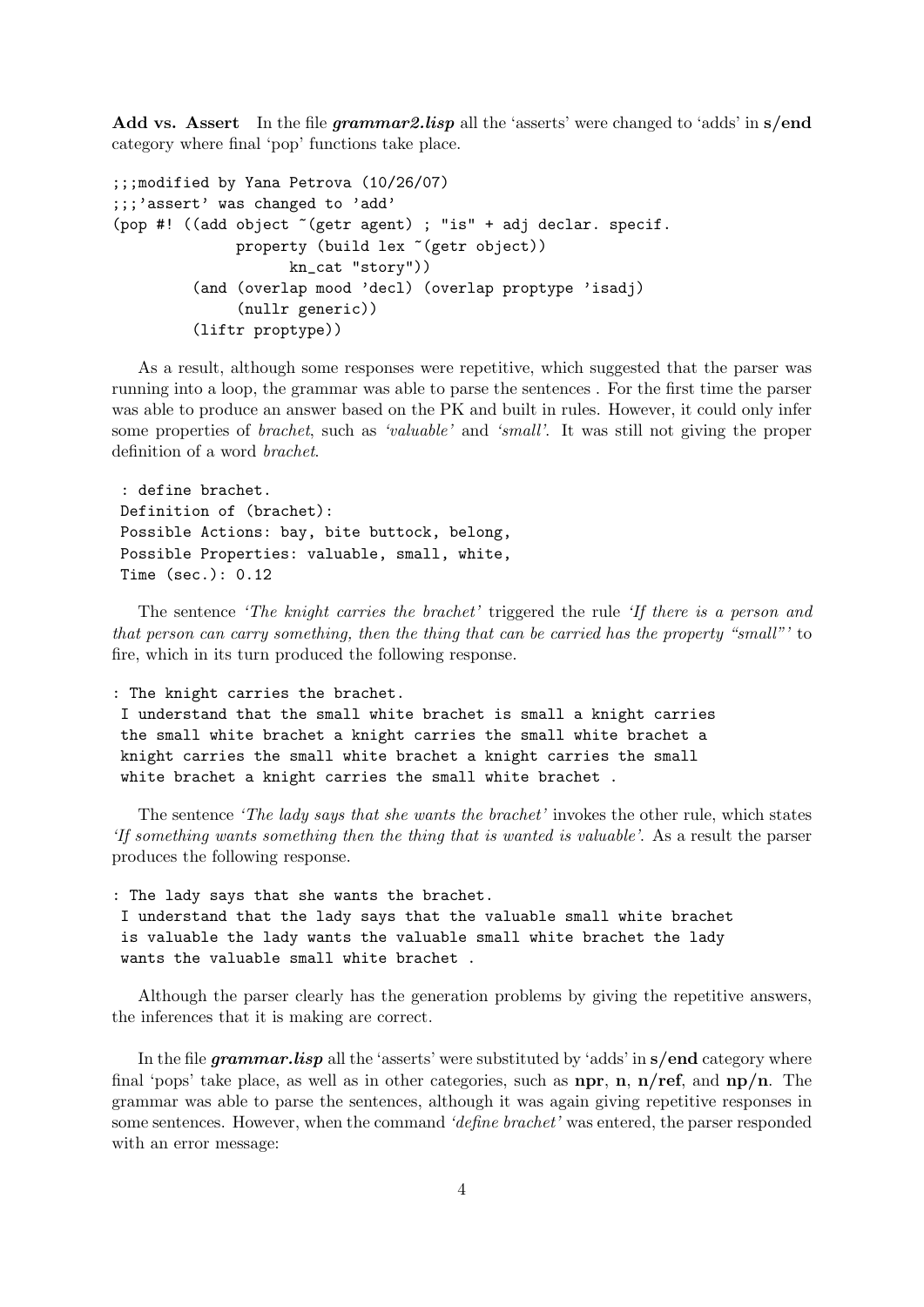**Add vs. Assert** In the file ***grammar2.lisp*** all the 'asserts' were changed to 'adds' in **s/end** category where final 'pop' functions take place.

```
;;;modified by Yana Petrova (10/26/07)
;;;'assert' was changed to 'add'
(pop #! ((add object ~(getr agent) ; "is" + adj declar. specif.
              property (build lex ~(getr object))
                    kn_cat "story"))
         (and (overlap mood 'decl) (overlap proptype 'isadj)
              (nullr generic))
         (liftr proptype))
```

As a result, although some responses were repetitive, which suggested that the parser was running into a loop, the grammar was able to parse the sentences . For the first time the parser was able to produce an answer based on the PK and built in rules. However, it could only infer some properties of *brachet*, such as *'valuable'* and *'small'*. It was still not giving the proper definition of a word *brachet*.

```
 : define brachet.
 Definition of (brachet):
 Possible Actions: bay, bite buttock, belong,
 Possible Properties: valuable, small, white,
 Time (sec.): 0.12
```

The sentence *'The knight carries the brachet'* triggered the rule *'If there is a person and that person can carry something, then the thing that can be carried has the property "small"'* to fire, which in its turn produced the following response.

```
: The knight carries the brachet.
 I understand that the small white brachet is small a knight carries
 the small white brachet a knight carries the small white brachet a
 knight carries the small white brachet a knight carries the small
 white brachet a knight carries the small white brachet .
```

The sentence *'The lady says that she wants the brachet'* invokes the other rule, which states *'If something wants something then the thing that is wanted is valuable'*. As a result the parser produces the following response.

```
: The lady says that she wants the brachet.
 I understand that the lady says that the valuable small white brachet
 is valuable the lady wants the valuable small white brachet the lady
 wants the valuable small white brachet .
```

Although the parser clearly has the generation problems by giving the repetitive answers, the inferences that it is making are correct.

In the file ***grammar.lisp*** all the 'asserts' were substituted by 'adds' in **s/end** category where final 'pops' take place, as well as in other categories, such as **npr**, **n**, **n/ref**, and **np/n**. The grammar was able to parse the sentences, although it was again giving repetitive responses in some sentences. However, when the command *'define brachet'* was entered, the parser responded with an error message: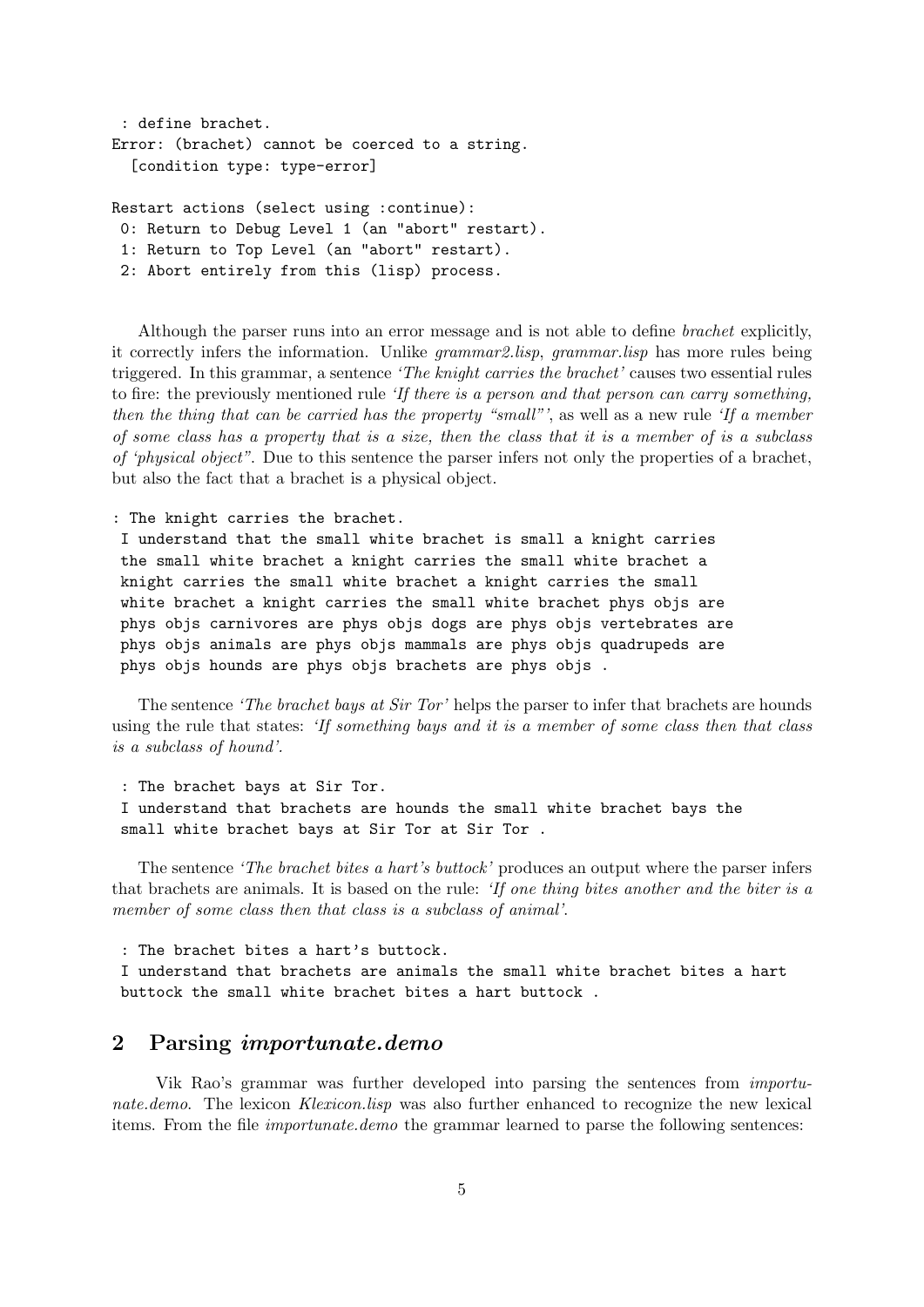```
 : define brachet.
Error: (brachet) cannot be coerced to a string.
  [condition type: type-error]

Restart actions (select using :continue):
 0: Return to Debug Level 1 (an "abort" restart).
 1: Return to Top Level (an "abort" restart).
 2: Abort entirely from this (lisp) process.
```

Although the parser runs into an error message and is not able to define *brachet* explicitly, it correctly infers the information. Unlike *grammar2.lisp*, *grammar.lisp* has more rules being triggered. In this grammar, a sentence *'The knight carries the brachet'* causes two essential rules to fire: the previously mentioned rule *'If there is a person and that person can carry something, then the thing that can be carried has the property "small"'*, as well as a new rule *'If a member of some class has a property that is a size, then the class that it is a member of is a subclass of 'physical object"*. Due to this sentence the parser infers not only the properties of a brachet, but also the fact that a brachet is a physical object.

```
: The knight carries the brachet.
 I understand that the small white brachet is small a knight carries
 the small white brachet a knight carries the small white brachet a
 knight carries the small white brachet a knight carries the small
 white brachet a knight carries the small white brachet phys objs are
 phys objs carnivores are phys objs dogs are phys objs vertebrates are
 phys objs animals are phys objs mammals are phys objs quadrupeds are
 phys objs hounds are phys objs brachets are phys objs .
```

The sentence *'The brachet bays at Sir Tor'* helps the parser to infer that brachets are hounds using the rule that states: *'If something bays and it is a member of some class then that class is a subclass of hound'*.

```
 : The brachet bays at Sir Tor.
 I understand that brachets are hounds the small white brachet bays the
 small white brachet bays at Sir Tor at Sir Tor .
```

The sentence *'The brachet bites a hart's buttock'* produces an output where the parser infers that brachets are animals. It is based on the rule: *'If one thing bites another and the biter is a member of some class then that class is a subclass of animal'*.

```
 : The brachet bites a hart's buttock.
 I understand that brachets are animals the small white brachet bites a hart
 buttock the small white brachet bites a hart buttock .
```

## 2 Parsing *importunate.demo*

Vik Rao's grammar was further developed into parsing the sentences from *importunate.demo*. The lexicon *Klexicon.lisp* was also further enhanced to recognize the new lexical items. From the file *importunate.demo* the grammar learned to parse the following sentences: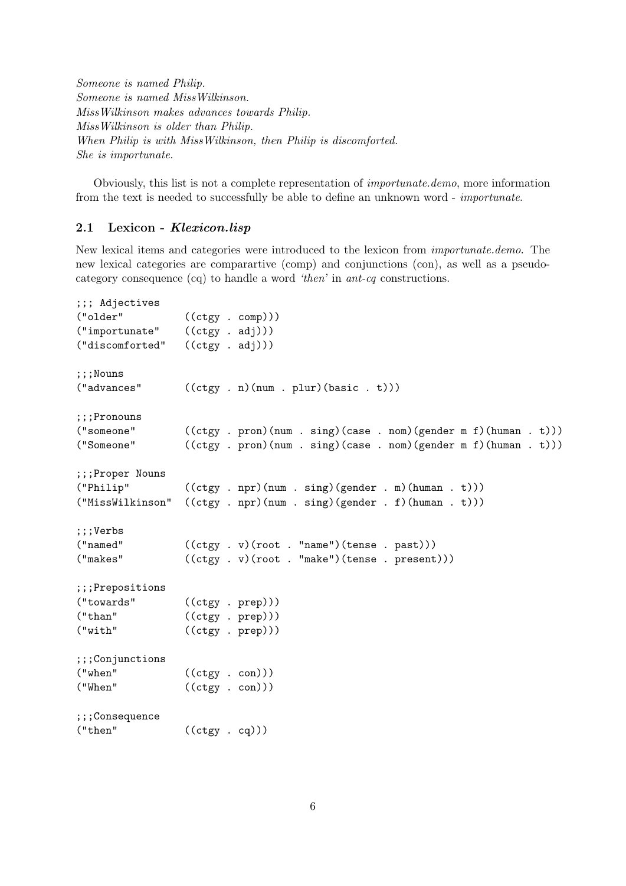*Someone is named Philip.*
*Someone is named MissWilkinson.*
*MissWilkinson makes advances towards Philip.*
*MissWilkinson is older than Philip.*
*When Philip is with MissWilkinson, then Philip is discomforted.*
*She is importunate.*

Obviously, this list is not a complete representation of *importunate.demo*, more information from the text is needed to successfully be able to define an unknown word - *importunate*.

### 2.1 Lexicon - *Klexicon.lisp*

New lexical items and categories were introduced to the lexicon from *importunate.demo*. The new lexical categories are comparartive (comp) and conjunctions (con), as well as a pseudo-category consequence (cq) to handle a word *'then'* in *ant-cq* constructions.

```
;;; Adjectives
("older"          ((ctgy . comp)))
("importunate"    ((ctgy . adj)))
("discomforted"   ((ctgy . adj)))

;;;Nouns
("advances"       ((ctgy . n)(num . plur)(basic . t)))

;;;Pronouns
("someone"        ((ctgy . pron)(num . sing)(case . nom)(gender m f)(human . t)))
("Someone"        ((ctgy . pron)(num . sing)(case . nom)(gender m f)(human . t)))

;;;Proper Nouns
("Philip"         ((ctgy . npr)(num . sing)(gender . m)(human . t)))
("MissWilkinson"  ((ctgy . npr)(num . sing)(gender . f)(human . t)))

;;;Verbs
("named"          ((ctgy . v)(root . "name")(tense . past)))
("makes"          ((ctgy . v)(root . "make")(tense . present)))

;;;Prepositions
("towards"        ((ctgy . prep)))
("than"           ((ctgy . prep)))
("with"           ((ctgy . prep)))

;;;Conjunctions
("when"           ((ctgy . con)))
("When"           ((ctgy . con)))

;;;Consequence
("then"           ((ctgy . cq)))
```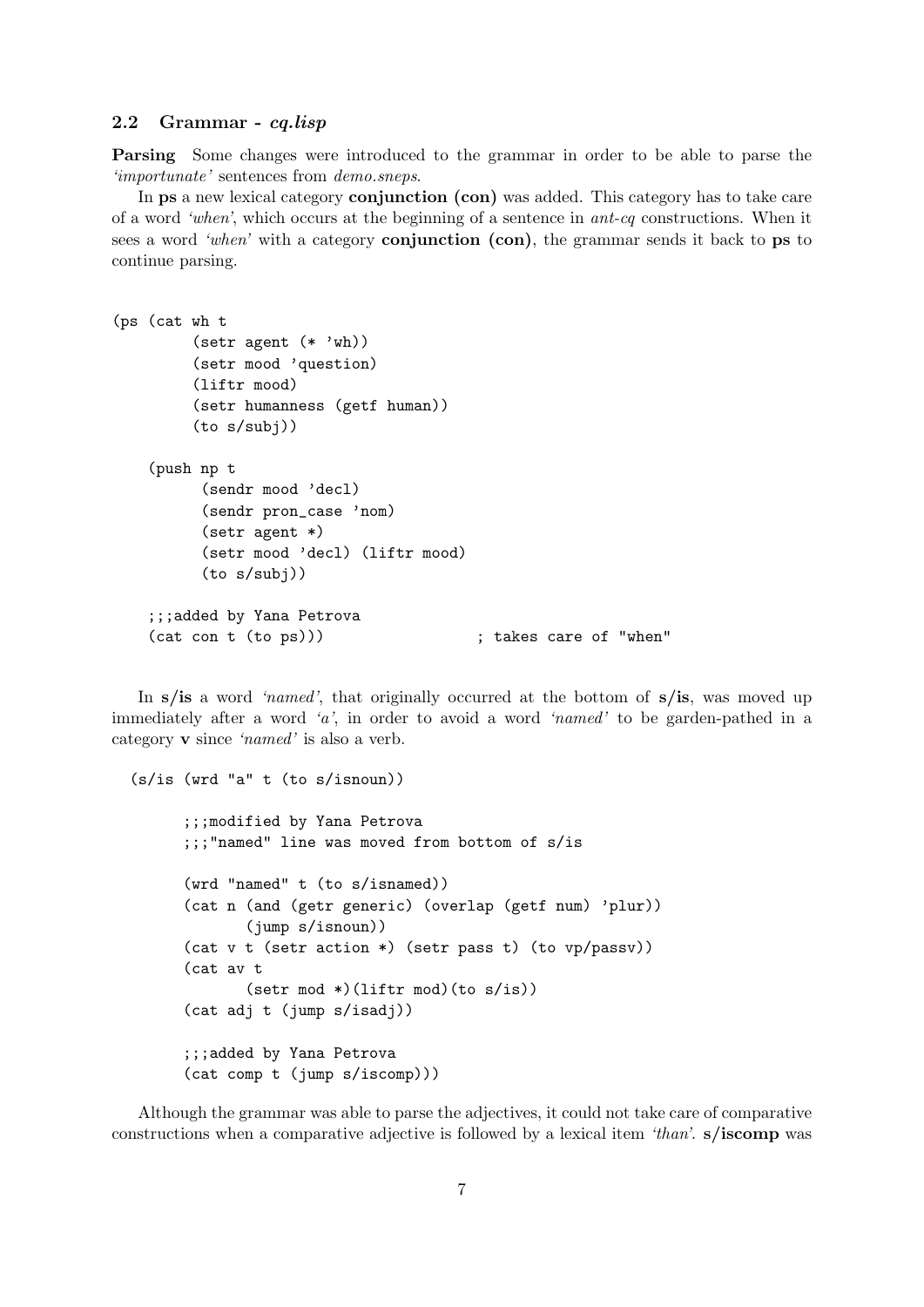### 2.2 Grammar - *cq.lisp*

**Parsing** Some changes were introduced to the grammar in order to be able to parse the *'importunate'* sentences from *demo.sneps*.

In **ps** a new lexical category **conjunction (con)** was added. This category has to take care of a word *'when'*, which occurs at the beginning of a sentence in *ant-cq* constructions. When it sees a word *'when'* with a category **conjunction (con)**, the grammar sends it back to **ps** to continue parsing.

```
(ps (cat wh t
         (setr agent (* 'wh))
         (setr mood 'question)
         (liftr mood)
         (setr humanness (getf human))
         (to s/subj))

    (push np t
          (sendr mood 'decl)
          (sendr pron_case 'nom)
          (setr agent *)
          (setr mood 'decl) (liftr mood)
          (to s/subj))

    ;;;added by Yana Petrova
    (cat con t (to ps)))                ; takes care of "when"
```

In **s/is** a word *'named'*, that originally occurred at the bottom of **s/is**, was moved up immediately after a word *'a'*, in order to avoid a word *'named'* to be garden-pathed in a category **v** since *'named'* is also a verb.

```
  (s/is (wrd "a" t (to s/isnoun))

        ;;;modified by Yana Petrova
        ;;;"named" line was moved from bottom of s/is

        (wrd "named" t (to s/isnamed))
        (cat n (and (getr generic) (overlap (getf num) 'plur))
               (jump s/isnoun))
        (cat v t (setr action *) (setr pass t) (to vp/passv))
        (cat av t
               (setr mod *)(liftr mod)(to s/is))
        (cat adj t (jump s/isadj))

        ;;;added by Yana Petrova
        (cat comp t (jump s/iscomp)))
```

Although the grammar was able to parse the adjectives, it could not take care of comparative constructions when a comparative adjective is followed by a lexical item *'than'*. **s/iscomp** was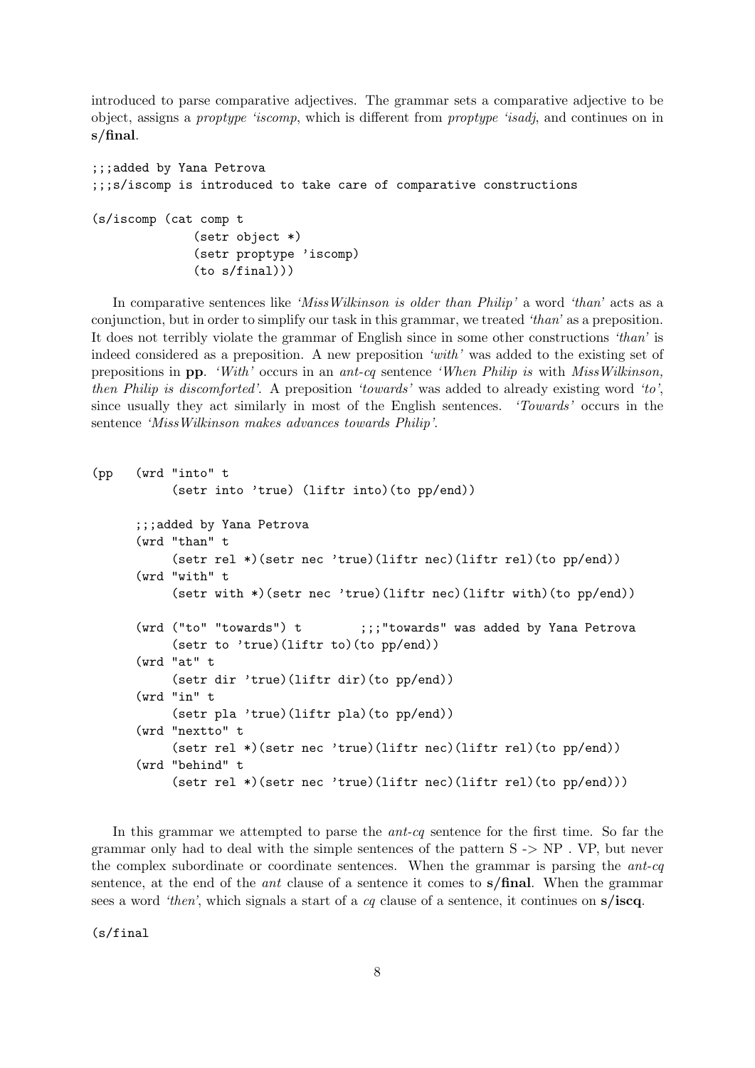introduced to parse comparative adjectives. The grammar sets a comparative adjective to be object, assigns a *proptype 'iscomp*, which is different from *proptype 'isadj*, and continues on in **s/final**.

```
;;;added by Yana Petrova
;;;s/iscomp is introduced to take care of comparative constructions

(s/iscomp (cat comp t
              (setr object *)
              (setr proptype 'iscomp)
              (to s/final)))
```

In comparative sentences like *'MissWilkinson is older than Philip'* a word *'than'* acts as a conjunction, but in order to simplify our task in this grammar, we treated *'than'* as a preposition. It does not terribly violate the grammar of English since in some other constructions *'than'* is indeed considered as a preposition. A new preposition *'with'* was added to the existing set of prepositions in **pp**. *'With'* occurs in an *ant-cq* sentence *'When Philip is* with *MissWilkinson, then Philip is discomforted'*. A preposition *'towards'* was added to already existing word *'to'*, since usually they act similarly in most of the English sentences. *'Towards'* occurs in the sentence *'MissWilkinson makes advances towards Philip'*.

```
(pp    (wrd "into" t
            (setr into 'true) (liftr into)(to pp/end))

       ;;;added by Yana Petrova
       (wrd "than" t
            (setr rel *)(setr nec 'true)(liftr nec)(liftr rel)(to pp/end))
       (wrd "with" t
            (setr with *)(setr nec 'true)(liftr nec)(liftr with)(to pp/end))

       (wrd ("to" "towards") t        ;;;"towards" was added by Yana Petrova
            (setr to 'true)(liftr to)(to pp/end))
       (wrd "at" t
            (setr dir 'true)(liftr dir)(to pp/end))
       (wrd "in" t
            (setr pla 'true)(liftr pla)(to pp/end))
       (wrd "nextto" t
            (setr rel *)(setr nec 'true)(liftr nec)(liftr rel)(to pp/end))
       (wrd "behind" t
            (setr rel *)(setr nec 'true)(liftr nec)(liftr rel)(to pp/end)))
```

In this grammar we attempted to parse the *ant-cq* sentence for the first time. So far the grammar only had to deal with the simple sentences of the pattern S -> NP . VP, but never the complex subordinate or coordinate sentences. When the grammar is parsing the *ant-cq* sentence, at the end of the *ant* clause of a sentence it comes to **s/final**. When the grammar sees a word *'then'*, which signals a start of a *cq* clause of a sentence, it continues on **s/iscq**.

```
(s/final
```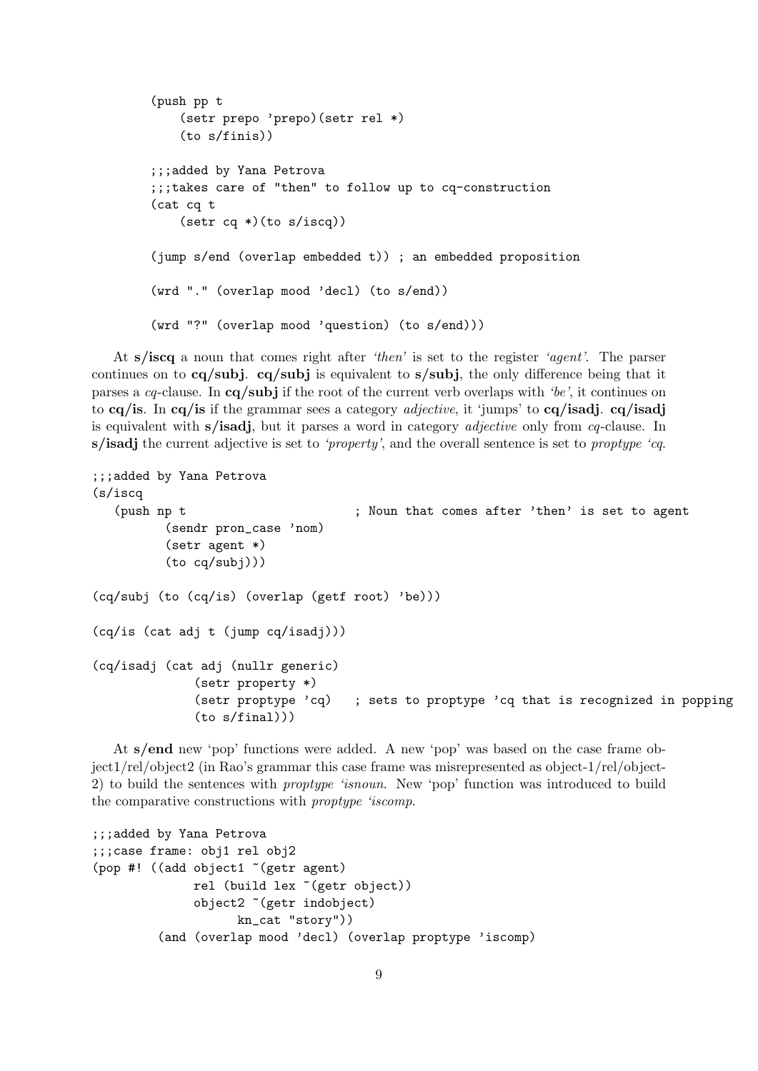```
        (push pp t
            (setr prepo 'prepo)(setr rel *)
            (to s/finis))

        ;;;added by Yana Petrova
        ;;;takes care of "then" to follow up to cq-construction
        (cat cq t
            (setr cq *)(to s/iscq))

        (jump s/end (overlap embedded t)) ; an embedded proposition

        (wrd "." (overlap mood 'decl) (to s/end))

        (wrd "?" (overlap mood 'question) (to s/end)))
```

At **s/iscq** a noun that comes right after *'then'* is set to the register *'agent'*. The parser continues on to **cq/subj**. **cq/subj** is equivalent to **s/subj**, the only difference being that it parses a *cq*-clause. In **cq/subj** if the root of the current verb overlaps with *'be'*, it continues on to **cq/is**. In **cq/is** if the grammar sees a category *adjective*, it 'jumps' to **cq/isadj**. **cq/isadj** is equivalent with **s/isadj**, but it parses a word in category *adjective* only from *cq*-clause. In **s/isadj** the current adjective is set to *'property'*, and the overall sentence is set to *proptype 'cq*.

```
;;;added by Yana Petrova
(s/iscq
   (push np t                        ; Noun that comes after 'then' is set to agent
         (sendr pron_case 'nom)
         (setr agent *)
         (to cq/subj)))

(cq/subj (to (cq/is) (overlap (getf root) 'be)))

(cq/is (cat adj t (jump cq/isadj)))

(cq/isadj (cat adj (nullr generic)
             (setr property *)
             (setr proptype 'cq)   ; sets to proptype 'cq that is recognized in popping
             (to s/final)))
```

At **s/end** new 'pop' functions were added. A new 'pop' was based on the case frame object1/rel/object2 (in Rao's grammar this case frame was misrepresented as object-1/rel/object-2) to build the sentences with *proptype 'isnoun*. New 'pop' function was introduced to build the comparative constructions with *proptype 'iscomp*.

```
;;;added by Yana Petrova
;;;case frame: obj1 rel obj2
(pop #! ((add object1 ~(getr agent)
             rel (build lex ~(getr object))
             object2 ~(getr indobject)
                    kn_cat "story"))
        (and (overlap mood 'decl) (overlap proptype 'iscomp)
```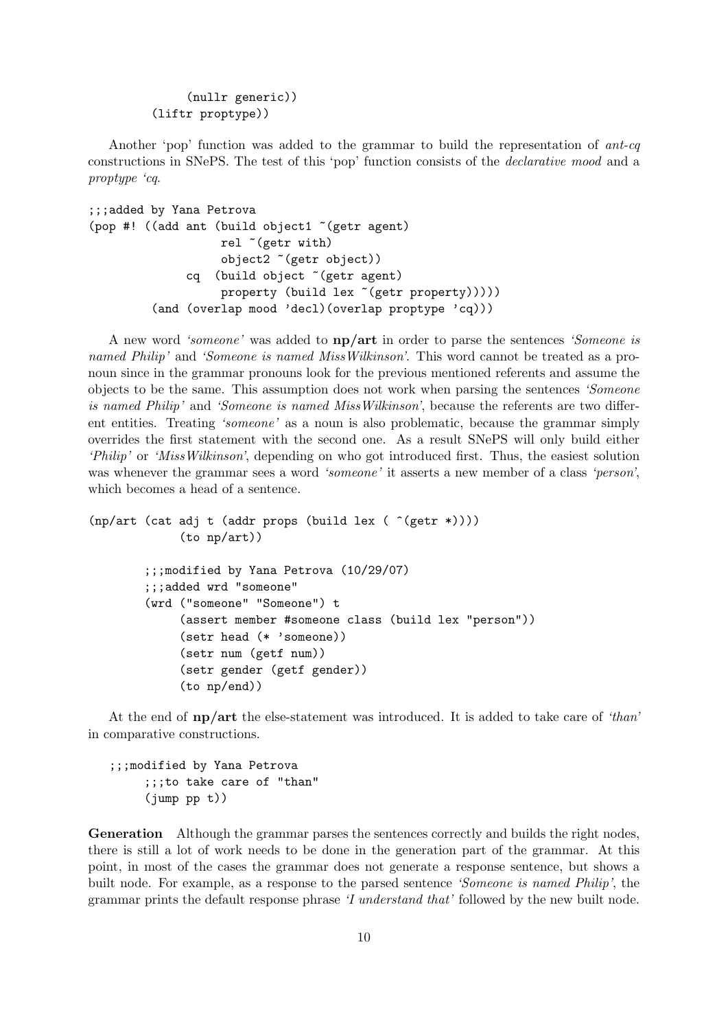```
            (nullr generic))
        (liftr proptype))
```

Another 'pop' function was added to the grammar to build the representation of *ant-cq* constructions in SNePS. The test of this 'pop' function consists of the *declarative mood* and a *proptype 'cq*.

```
;;;added by Yana Petrova
(pop #! ((add ant (build object1 ~(getr agent)
                  rel ~(getr with)
                  object2 ~(getr object))
              cq  (build object ~(getr agent)
                  property (build lex ~(getr property)))))
        (and (overlap mood 'decl)(overlap proptype 'cq)))
```

A new word *'someone'* was added to **np/art** in order to parse the sentences *'Someone is named Philip'* and *'Someone is named MissWilkinson'*. This word cannot be treated as a pronoun since in the grammar pronouns look for the previous mentioned referents and assume the objects to be the same. This assumption does not work when parsing the sentences *'Someone is named Philip'* and *'Someone is named MissWilkinson'*, because the referents are two different entities. Treating *'someone'* as a noun is also problematic, because the grammar simply overrides the first statement with the second one. As a result SNePS will only build either *'Philip'* or *'MissWilkinson'*, depending on who got introduced first. Thus, the easiest solution was whenever the grammar sees a word *'someone'* it asserts a new member of a class *'person'*, which becomes a head of a sentence.

```
(np/art (cat adj t (addr props (build lex ( ^(getr *))))
            (to np/art))

        ;;;modified by Yana Petrova (10/29/07)
        ;;;added wrd "someone"
        (wrd ("someone" "Someone") t
             (assert member #someone class (build lex "person"))
             (setr head (* 'someone))
             (setr num (getf num))
             (setr gender (getf gender))
             (to np/end))
```

At the end of **np/art** the else-statement was introduced. It is added to take care of *'than'* in comparative constructions.

```
;;;modified by Yana Petrova
     ;;;to take care of "than"
     (jump pp t))
```

**Generation** Although the grammar parses the sentences correctly and builds the right nodes, there is still a lot of work needs to be done in the generation part of the grammar. At this point, in most of the cases the grammar does not generate a response sentence, but shows a built node. For example, as a response to the parsed sentence *'Someone is named Philip'*, the grammar prints the default response phrase *'I understand that'* followed by the new built node.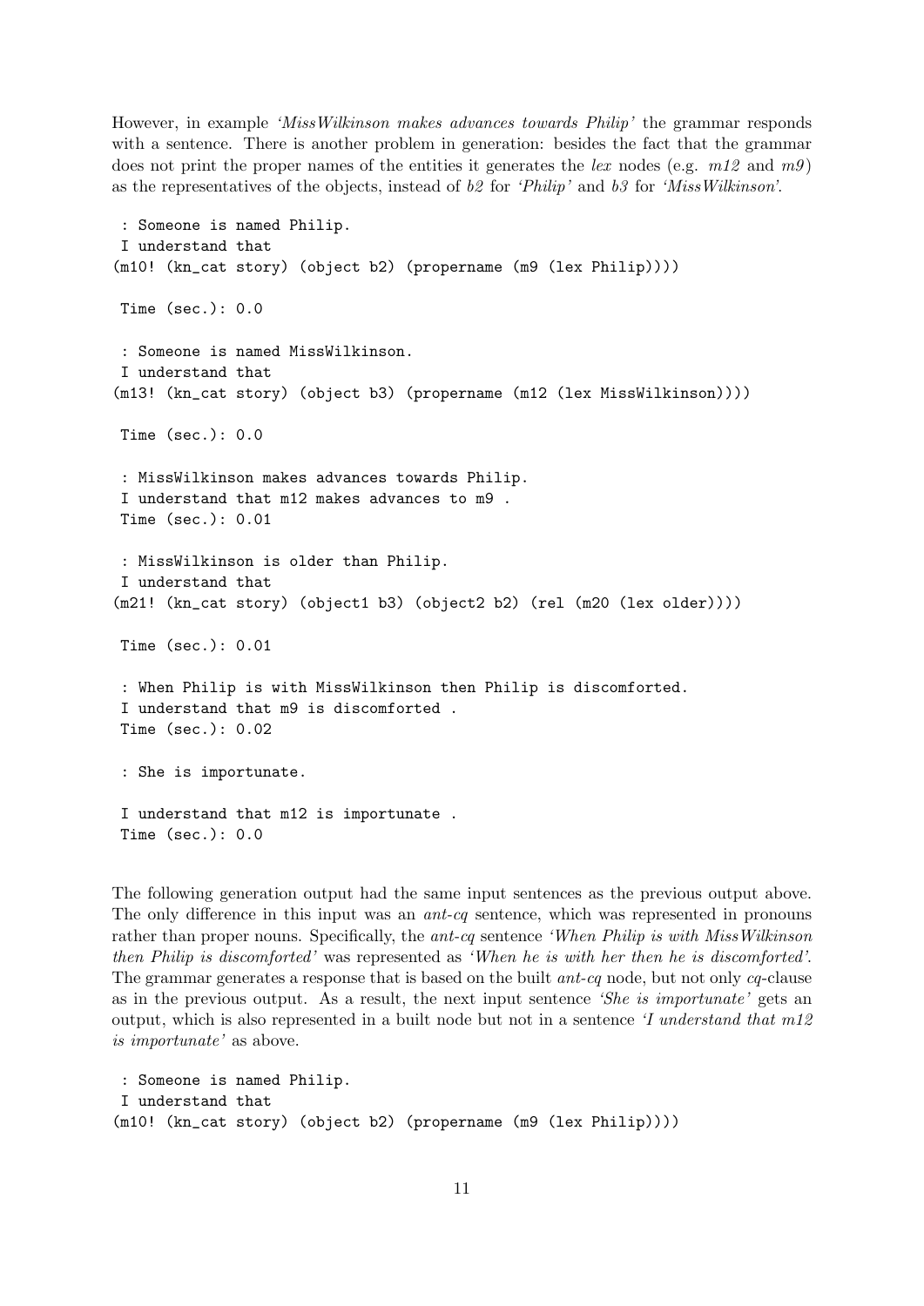However, in example *'MissWilkinson makes advances towards Philip'* the grammar responds with a sentence. There is another problem in generation: besides the fact that the grammar does not print the proper names of the entities it generates the *lex* nodes (e.g. *m12* and *m9*) as the representatives of the objects, instead of *b2* for *'Philip'* and *b3* for *'MissWilkinson'*.

```
 : Someone is named Philip.
 I understand that
(m10! (kn_cat story) (object b2) (propername (m9 (lex Philip))))

 Time (sec.): 0.0

 : Someone is named MissWilkinson.
 I understand that
(m13! (kn_cat story) (object b3) (propername (m12 (lex MissWilkinson))))

 Time (sec.): 0.0

 : MissWilkinson makes advances towards Philip.
 I understand that m12 makes advances to m9 .
 Time (sec.): 0.01

 : MissWilkinson is older than Philip.
 I understand that
(m21! (kn_cat story) (object1 b3) (object2 b2) (rel (m20 (lex older))))

 Time (sec.): 0.01

 : When Philip is with MissWilkinson then Philip is discomforted.
 I understand that m9 is discomforted .
 Time (sec.): 0.02

 : She is importunate.

 I understand that m12 is importunate .
 Time (sec.): 0.0
```

The following generation output had the same input sentences as the previous output above. The only difference in this input was an *ant-cq* sentence, which was represented in pronouns rather than proper nouns. Specifically, the *ant-cq* sentence *'When Philip is with MissWilkinson then Philip is discomforted'* was represented as *'When he is with her then he is discomforted'*. The grammar generates a response that is based on the built *ant-cq* node, but not only *cq*-clause as in the previous output. As a result, the next input sentence *'She is importunate'* gets an output, which is also represented in a built node but not in a sentence *'I understand that m12 is importunate'* as above.

```
 : Someone is named Philip.
 I understand that
(m10! (kn_cat story) (object b2) (propername (m9 (lex Philip))))
```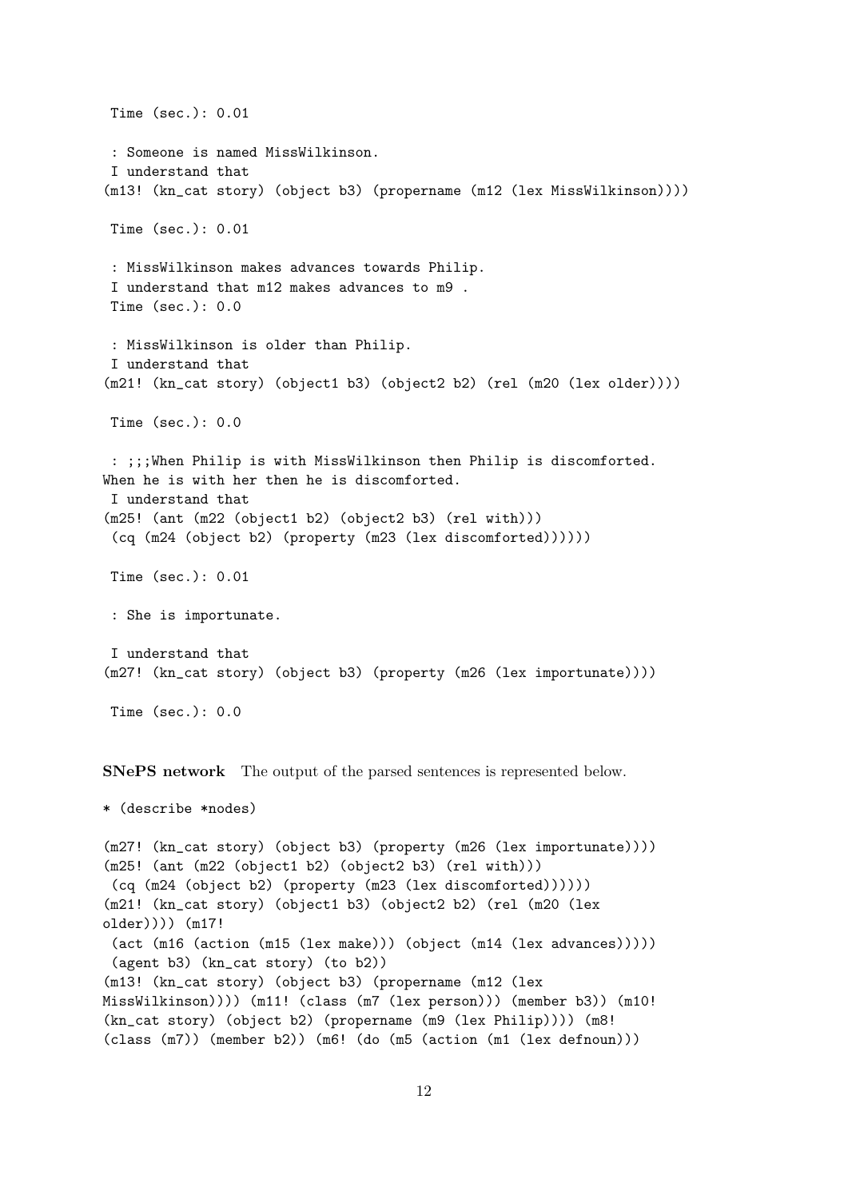```
 Time (sec.): 0.01

 : Someone is named MissWilkinson.
 I understand that
(m13! (kn_cat story) (object b3) (propername (m12 (lex MissWilkinson))))

 Time (sec.): 0.01

 : MissWilkinson makes advances towards Philip.
 I understand that m12 makes advances to m9 .
 Time (sec.): 0.0

 : MissWilkinson is older than Philip.
 I understand that
(m21! (kn_cat story) (object1 b3) (object2 b2) (rel (m20 (lex older))))

 Time (sec.): 0.0

 : ;;;When Philip is with MissWilkinson then Philip is discomforted.
When he is with her then he is discomforted.
 I understand that
(m25! (ant (m22 (object1 b2) (object2 b3) (rel with)))
 (cq (m24 (object b2) (property (m23 (lex discomforted))))))

 Time (sec.): 0.01

 : She is importunate.

 I understand that
(m27! (kn_cat story) (object b3) (property (m26 (lex importunate))))

 Time (sec.): 0.0
```

**SNePS network** The output of the parsed sentences is represented below.

```
* (describe *nodes)

(m27! (kn_cat story) (object b3) (property (m26 (lex importunate))))
(m25! (ant (m22 (object1 b2) (object2 b3) (rel with)))
 (cq (m24 (object b2) (property (m23 (lex discomforted))))))
(m21! (kn_cat story) (object1 b3) (object2 b2) (rel (m20 (lex
older)))) (m17!
 (act (m16 (action (m15 (lex make))) (object (m14 (lex advances)))))
 (agent b3) (kn_cat story) (to b2))
(m13! (kn_cat story) (object b3) (propername (m12 (lex
MissWilkinson)))) (m11! (class (m7 (lex person))) (member b3)) (m10!
(kn_cat story) (object b2) (propername (m9 (lex Philip)))) (m8!
(class (m7)) (member b2)) (m6! (do (m5 (action (m1 (lex defnoun)))
```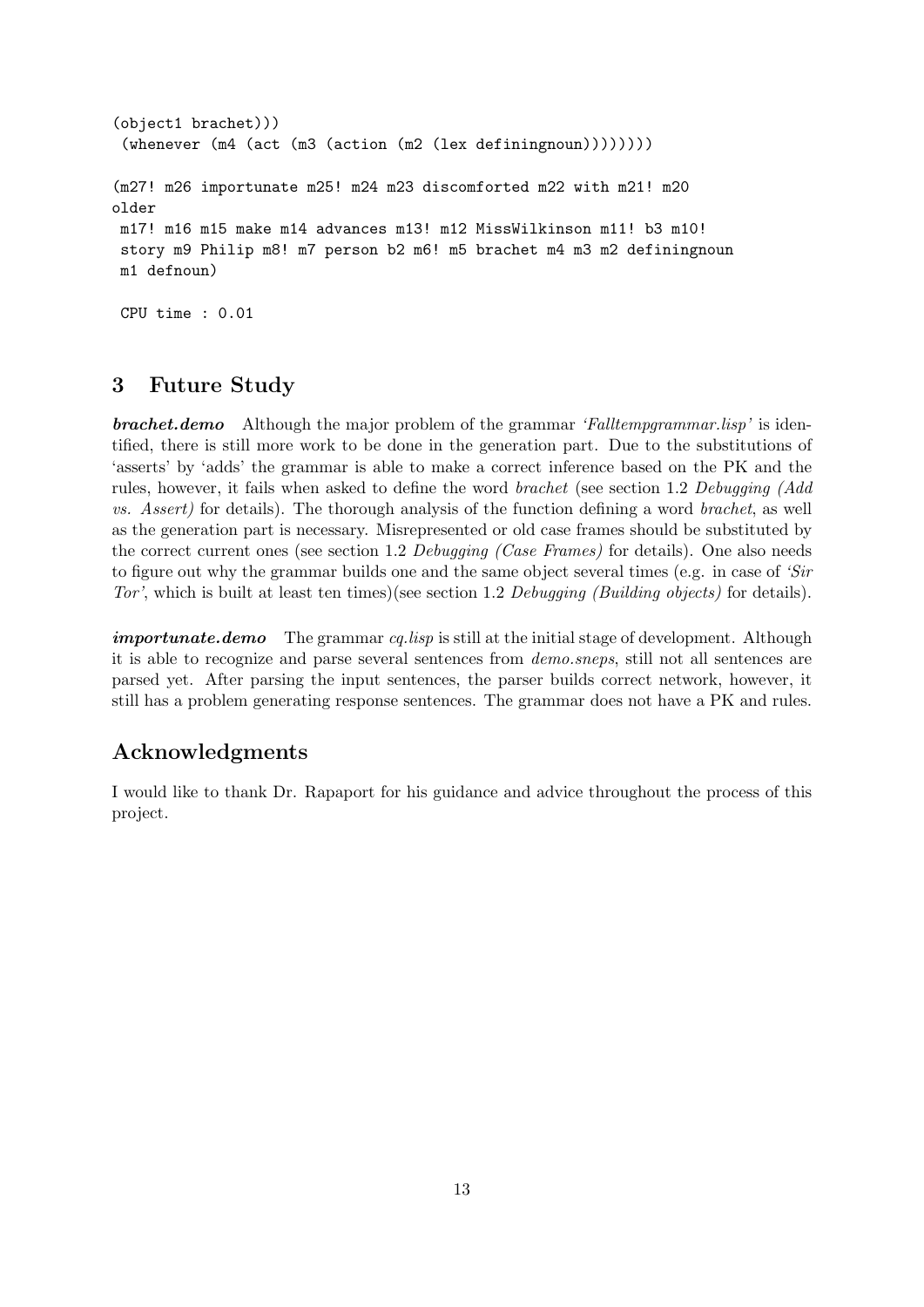```
(object1 brachet)))
 (whenever (m4 (act (m3 (action (m2 (lex definingnoun))))))))

(m27! m26 importunate m25! m24 m23 discomforted m22 with m21! m20
older
 m17! m16 m15 make m14 advances m13! m12 MissWilkinson m11! b3 m10!
 story m9 Philip m8! m7 person b2 m6! m5 brachet m4 m3 m2 definingnoun
 m1 defnoun)

 CPU time : 0.01
```

## 3 Future Study

***brachet.demo*** Although the major problem of the grammar *'Falltempgrammar.lisp'* is identified, there is still more work to be done in the generation part. Due to the substitutions of 'asserts' by 'adds' the grammar is able to make a correct inference based on the PK and the rules, however, it fails when asked to define the word *brachet* (see section 1.2 *Debugging (Add vs. Assert)* for details). The thorough analysis of the function defining a word *brachet*, as well as the generation part is necessary. Misrepresented or old case frames should be substituted by the correct current ones (see section 1.2 *Debugging (Case Frames)* for details). One also needs to figure out why the grammar builds one and the same object several times (e.g. in case of *'Sir Tor'*, which is built at least ten times)(see section 1.2 *Debugging (Building objects)* for details).

***importunate.demo*** The grammar *cq.lisp* is still at the initial stage of development. Although it is able to recognize and parse several sentences from *demo.sneps*, still not all sentences are parsed yet. After parsing the input sentences, the parser builds correct network, however, it still has a problem generating response sentences. The grammar does not have a PK and rules.

## Acknowledgments

I would like to thank Dr. Rapaport for his guidance and advice throughout the process of this project.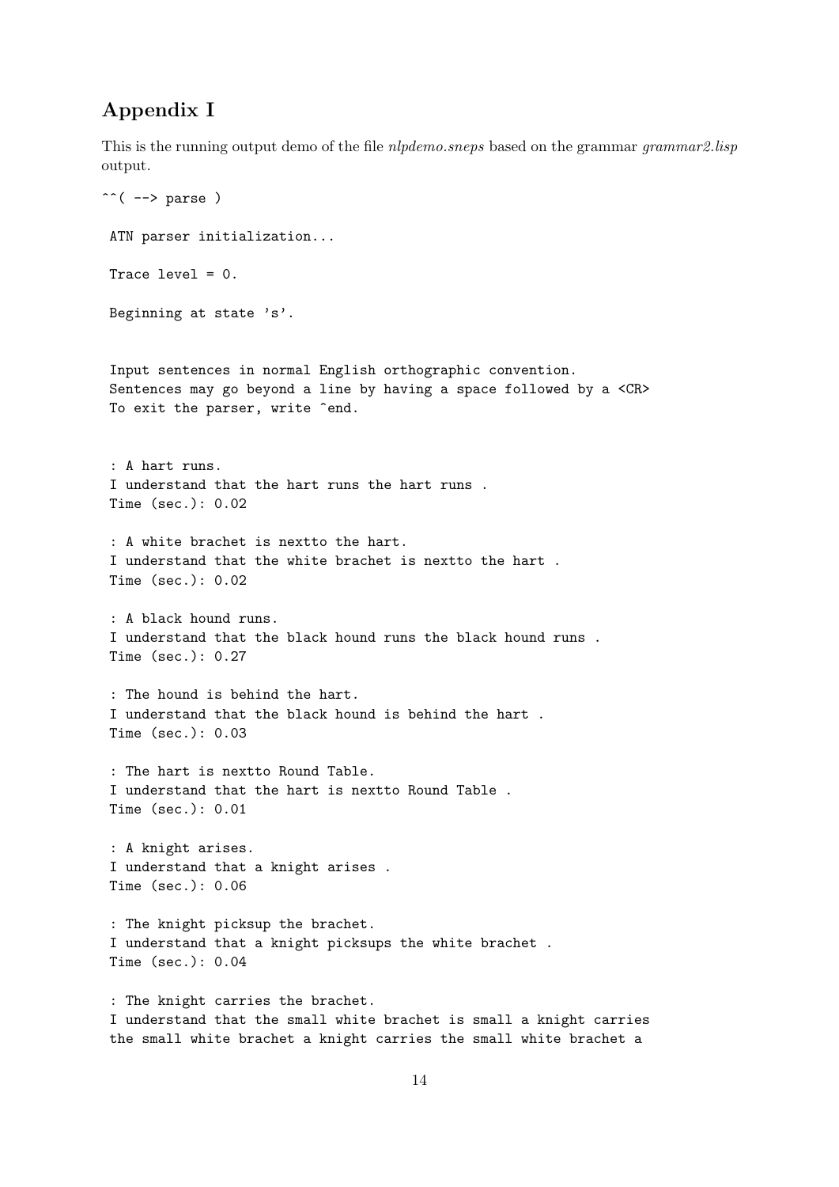## Appendix I

This is the running output demo of the file *nlpdemo.sneps* based on the grammar *grammar2.lisp* output.

```
^^( --> parse )

 ATN parser initialization...

 Trace level = 0.

 Beginning at state 's'.


 Input sentences in normal English orthographic convention.
 Sentences may go beyond a line by having a space followed by a <CR>
 To exit the parser, write ^end.


 : A hart runs.
 I understand that the hart runs the hart runs .
 Time (sec.): 0.02

 : A white brachet is nextto the hart.
 I understand that the white brachet is nextto the hart .
 Time (sec.): 0.02

 : A black hound runs.
 I understand that the black hound runs the black hound runs .
 Time (sec.): 0.27

 : The hound is behind the hart.
 I understand that the black hound is behind the hart .
 Time (sec.): 0.03

 : The hart is nextto Round Table.
 I understand that the hart is nextto Round Table .
 Time (sec.): 0.01

 : A knight arises.
 I understand that a knight arises .
 Time (sec.): 0.06

 : The knight picksup the brachet.
 I understand that a knight picksups the white brachet .
 Time (sec.): 0.04

 : The knight carries the brachet.
 I understand that the small white brachet is small a knight carries
 the small white brachet a knight carries the small white brachet a
```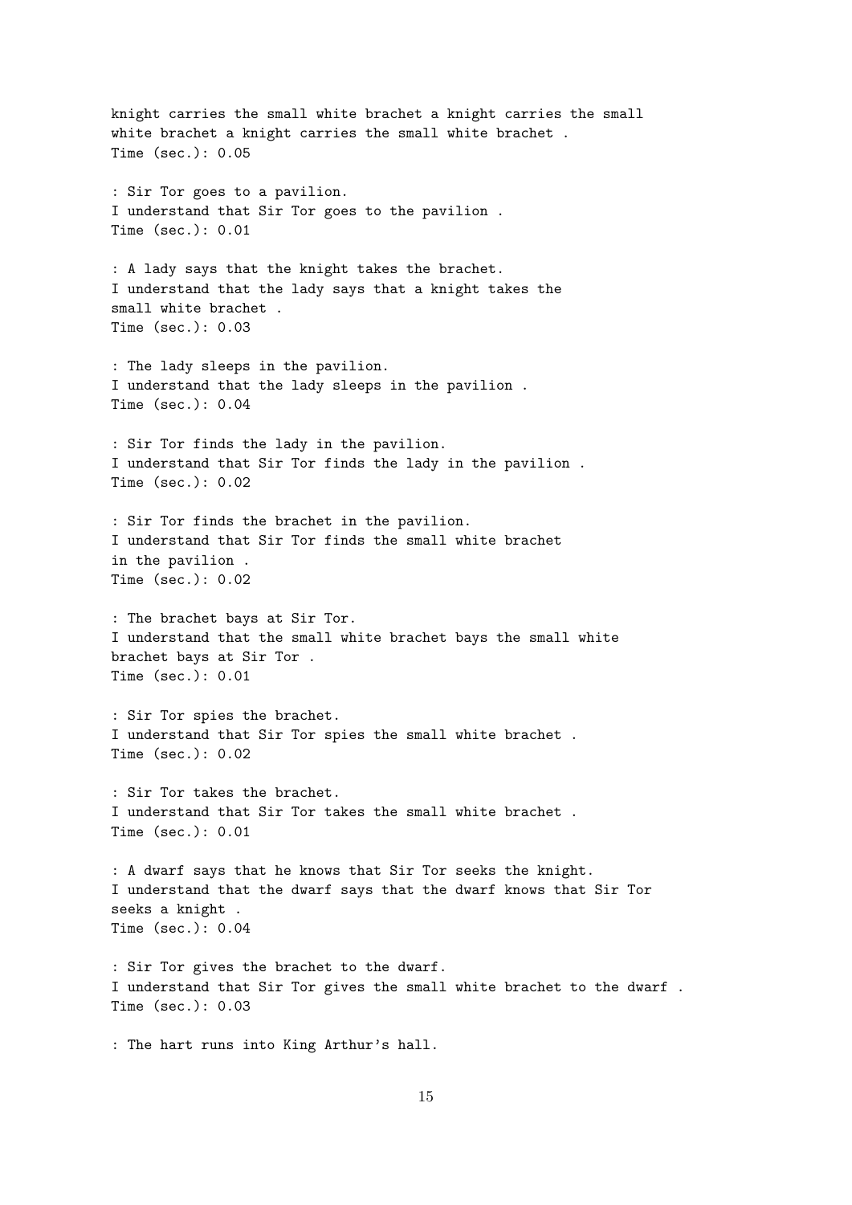```
knight carries the small white brachet a knight carries the small
white brachet a knight carries the small white brachet .
Time (sec.): 0.05

: Sir Tor goes to a pavilion.
I understand that Sir Tor goes to the pavilion .
Time (sec.): 0.01

: A lady says that the knight takes the brachet.
I understand that the lady says that a knight takes the
small white brachet .
Time (sec.): 0.03

: The lady sleeps in the pavilion.
I understand that the lady sleeps in the pavilion .
Time (sec.): 0.04

: Sir Tor finds the lady in the pavilion.
I understand that Sir Tor finds the lady in the pavilion .
Time (sec.): 0.02

: Sir Tor finds the brachet in the pavilion.
I understand that Sir Tor finds the small white brachet
in the pavilion .
Time (sec.): 0.02

: The brachet bays at Sir Tor.
I understand that the small white brachet bays the small white
brachet bays at Sir Tor .
Time (sec.): 0.01

: Sir Tor spies the brachet.
I understand that Sir Tor spies the small white brachet .
Time (sec.): 0.02

: Sir Tor takes the brachet.
I understand that Sir Tor takes the small white brachet .
Time (sec.): 0.01

: A dwarf says that he knows that Sir Tor seeks the knight.
I understand that the dwarf says that the dwarf knows that Sir Tor
seeks a knight .
Time (sec.): 0.04

: Sir Tor gives the brachet to the dwarf.
I understand that Sir Tor gives the small white brachet to the dwarf .
Time (sec.): 0.03

: The hart runs into King Arthur's hall.
```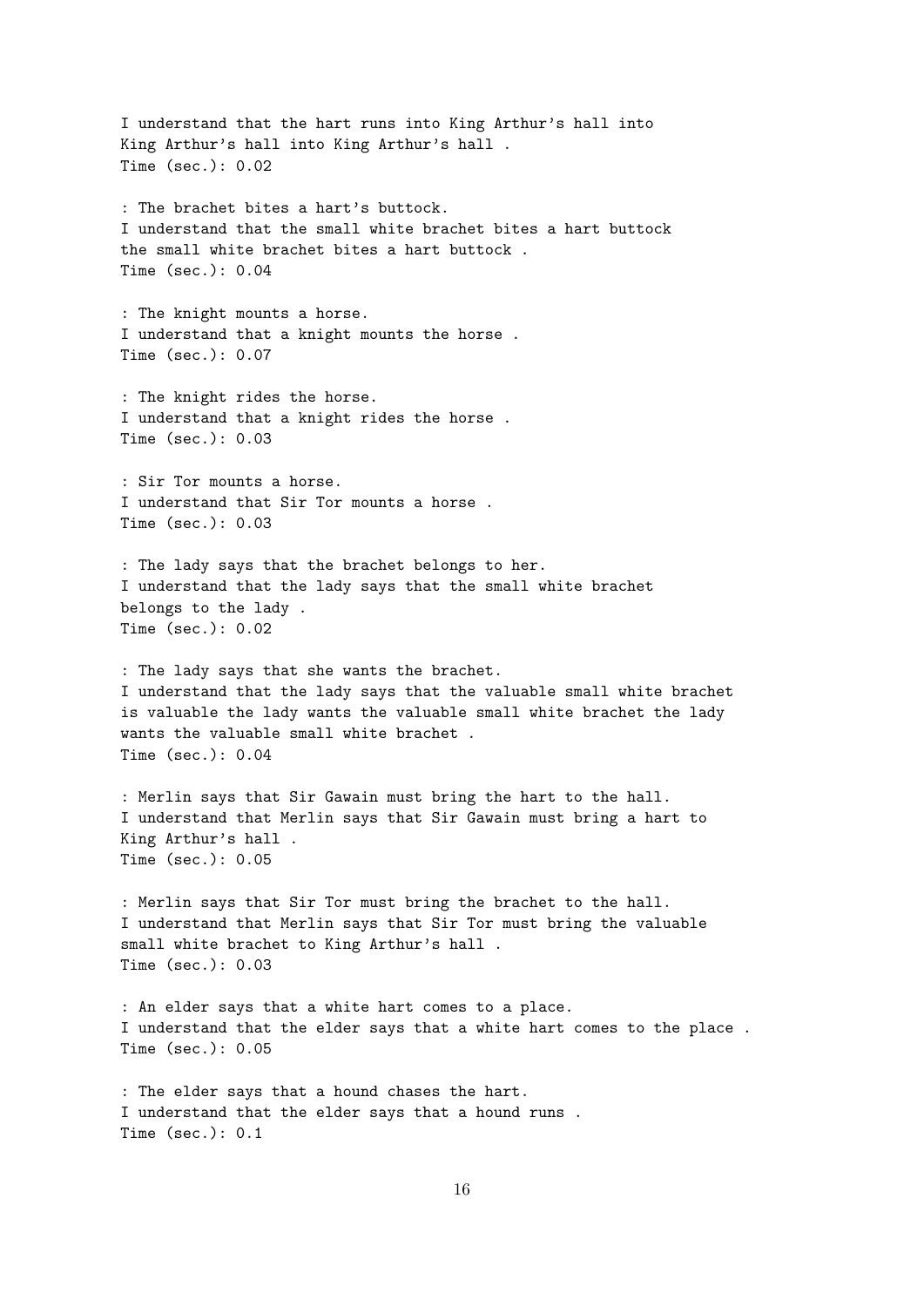```
I understand that the hart runs into King Arthur's hall into
King Arthur's hall into King Arthur's hall .
Time (sec.): 0.02

: The brachet bites a hart's buttock.
I understand that the small white brachet bites a hart buttock
the small white brachet bites a hart buttock .
Time (sec.): 0.04

: The knight mounts a horse.
I understand that a knight mounts the horse .
Time (sec.): 0.07

: The knight rides the horse.
I understand that a knight rides the horse .
Time (sec.): 0.03

: Sir Tor mounts a horse.
I understand that Sir Tor mounts a horse .
Time (sec.): 0.03

: The lady says that the brachet belongs to her.
I understand that the lady says that the small white brachet
belongs to the lady .
Time (sec.): 0.02

: The lady says that she wants the brachet.
I understand that the lady says that the valuable small white brachet
is valuable the lady wants the valuable small white brachet the lady
wants the valuable small white brachet .
Time (sec.): 0.04

: Merlin says that Sir Gawain must bring the hart to the hall.
I understand that Merlin says that Sir Gawain must bring a hart to
King Arthur's hall .
Time (sec.): 0.05

: Merlin says that Sir Tor must bring the brachet to the hall.
I understand that Merlin says that Sir Tor must bring the valuable
small white brachet to King Arthur's hall .
Time (sec.): 0.03

: An elder says that a white hart comes to a place.
I understand that the elder says that a white hart comes to the place .
Time (sec.): 0.05

: The elder says that a hound chases the hart.
I understand that the elder says that a hound runs .
Time (sec.): 0.1
```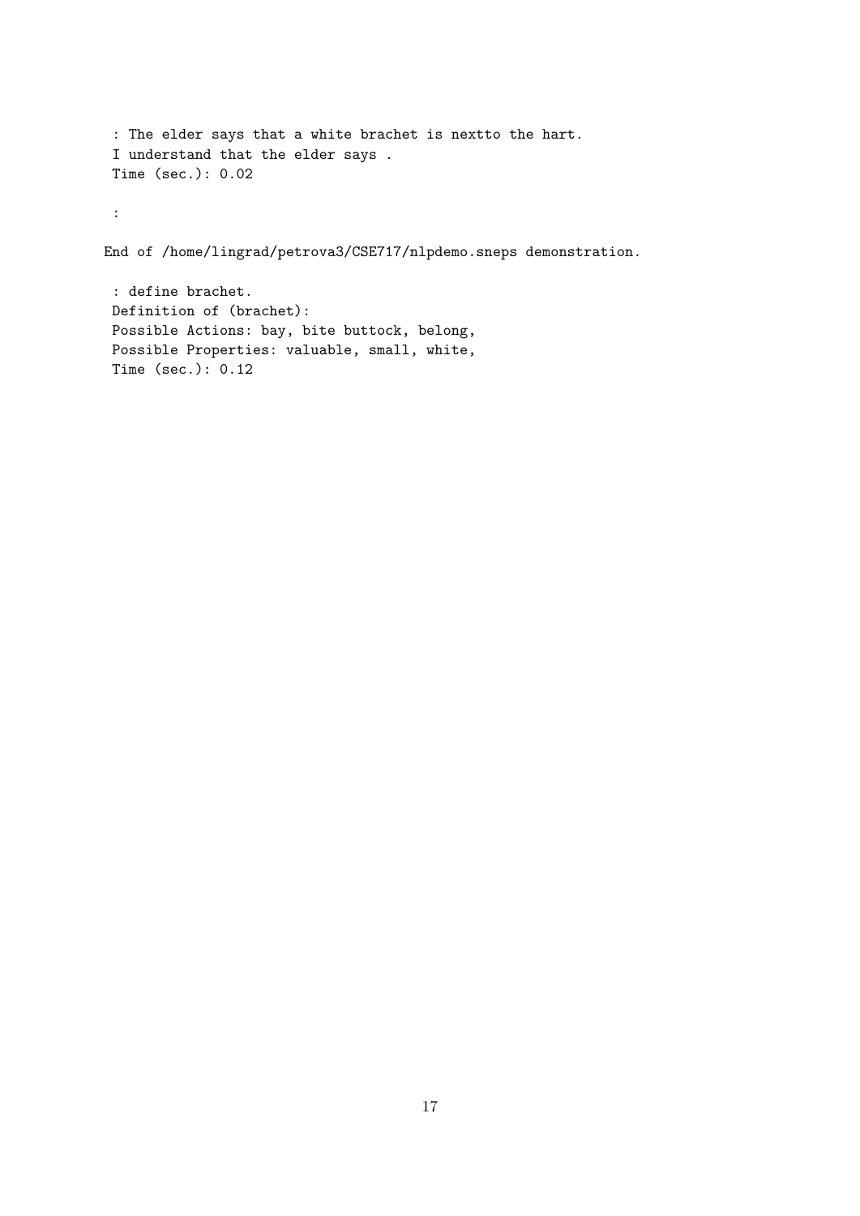```
 : The elder says that a white brachet is nextto the hart.
 I understand that the elder says .
 Time (sec.): 0.02

 :

End of /home/lingrad/petrova3/CSE717/nlpdemo.sneps demonstration.

 : define brachet.
 Definition of (brachet):
 Possible Actions: bay, bite buttock, belong,
 Possible Properties: valuable, small, white,
 Time (sec.): 0.12
```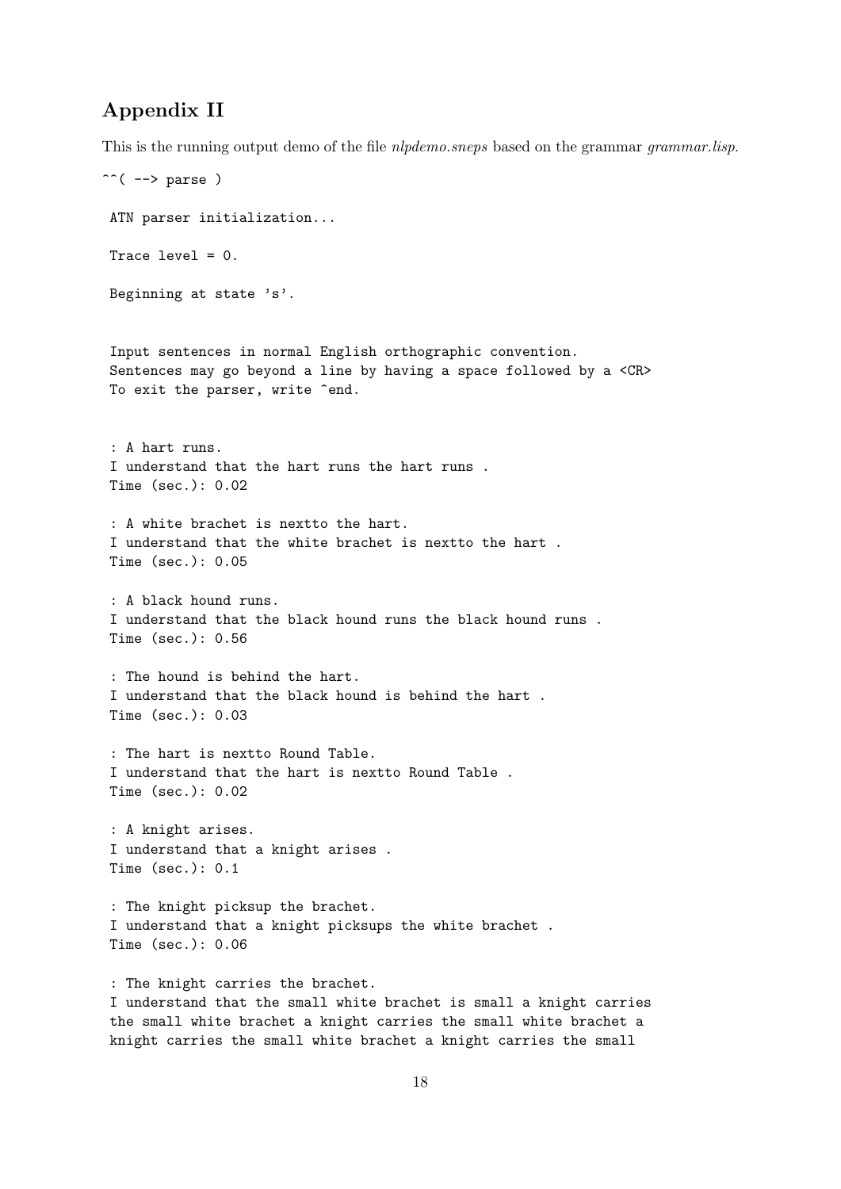## Appendix II

This is the running output demo of the file *nlpdemo.sneps* based on the grammar *grammar.lisp*.

```
^^( --> parse )

 ATN parser initialization...

 Trace level = 0.

 Beginning at state 's'.


 Input sentences in normal English orthographic convention.
 Sentences may go beyond a line by having a space followed by a <CR>
 To exit the parser, write ^end.


 : A hart runs.
 I understand that the hart runs the hart runs .
 Time (sec.): 0.02

 : A white brachet is nextto the hart.
 I understand that the white brachet is nextto the hart .
 Time (sec.): 0.05

 : A black hound runs.
 I understand that the black hound runs the black hound runs .
 Time (sec.): 0.56

 : The hound is behind the hart.
 I understand that the black hound is behind the hart .
 Time (sec.): 0.03

 : The hart is nextto Round Table.
 I understand that the hart is nextto Round Table .
 Time (sec.): 0.02

 : A knight arises.
 I understand that a knight arises .
 Time (sec.): 0.1

 : The knight picksup the brachet.
 I understand that a knight picksups the white brachet .
 Time (sec.): 0.06

 : The knight carries the brachet.
 I understand that the small white brachet is small a knight carries
 the small white brachet a knight carries the small white brachet a
 knight carries the small white brachet a knight carries the small
```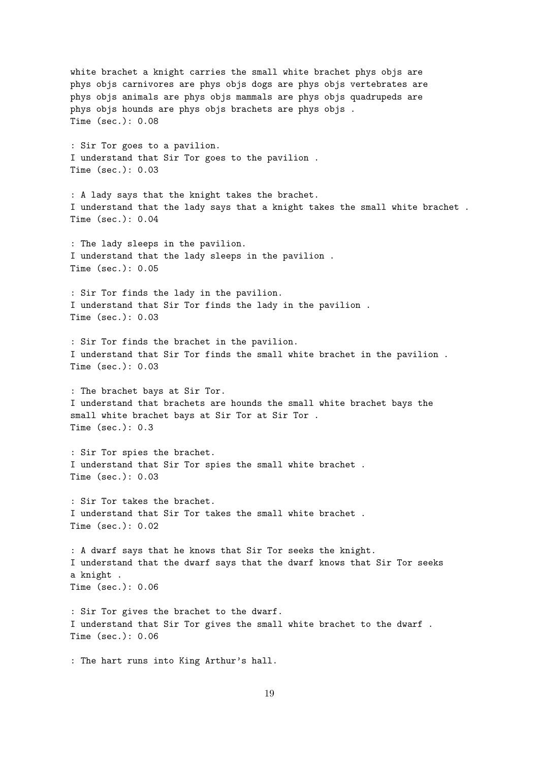```
white brachet a knight carries the small white brachet phys objs are
phys objs carnivores are phys objs dogs are phys objs vertebrates are
phys objs animals are phys objs mammals are phys objs quadrupeds are
phys objs hounds are phys objs brachets are phys objs .
Time (sec.): 0.08

: Sir Tor goes to a pavilion.
I understand that Sir Tor goes to the pavilion .
Time (sec.): 0.03

: A lady says that the knight takes the brachet.
I understand that the lady says that a knight takes the small white brachet .
Time (sec.): 0.04

: The lady sleeps in the pavilion.
I understand that the lady sleeps in the pavilion .
Time (sec.): 0.05

: Sir Tor finds the lady in the pavilion.
I understand that Sir Tor finds the lady in the pavilion .
Time (sec.): 0.03

: Sir Tor finds the brachet in the pavilion.
I understand that Sir Tor finds the small white brachet in the pavilion .
Time (sec.): 0.03

: The brachet bays at Sir Tor.
I understand that brachets are hounds the small white brachet bays the
small white brachet bays at Sir Tor at Sir Tor .
Time (sec.): 0.3

: Sir Tor spies the brachet.
I understand that Sir Tor spies the small white brachet .
Time (sec.): 0.03

: Sir Tor takes the brachet.
I understand that Sir Tor takes the small white brachet .
Time (sec.): 0.02

: A dwarf says that he knows that Sir Tor seeks the knight.
I understand that the dwarf says that the dwarf knows that Sir Tor seeks
a knight .
Time (sec.): 0.06

: Sir Tor gives the brachet to the dwarf.
I understand that Sir Tor gives the small white brachet to the dwarf .
Time (sec.): 0.06

: The hart runs into King Arthur's hall.
```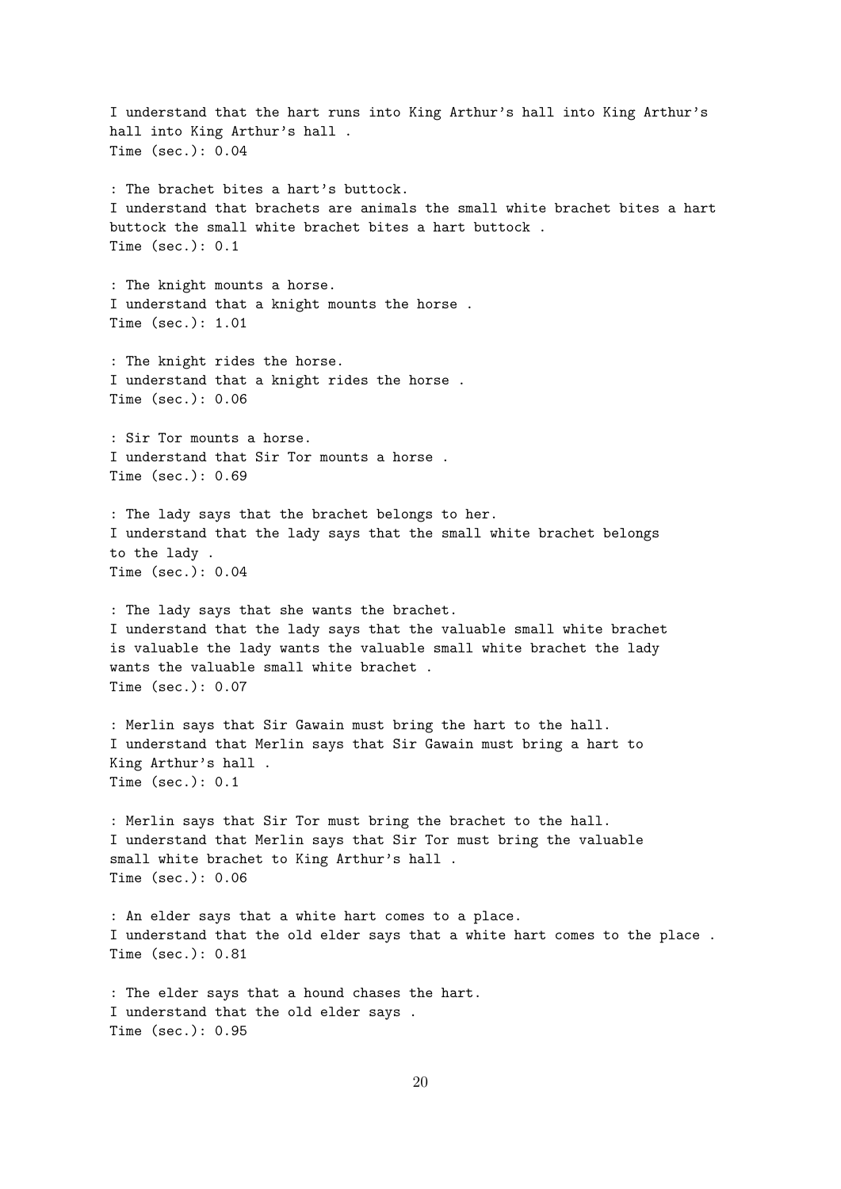```
I understand that the hart runs into King Arthur's hall into King Arthur's
hall into King Arthur's hall .
Time (sec.): 0.04

: The brachet bites a hart's buttock.
I understand that brachets are animals the small white brachet bites a hart
buttock the small white brachet bites a hart buttock .
Time (sec.): 0.1

: The knight mounts a horse.
I understand that a knight mounts the horse .
Time (sec.): 1.01

: The knight rides the horse.
I understand that a knight rides the horse .
Time (sec.): 0.06

: Sir Tor mounts a horse.
I understand that Sir Tor mounts a horse .
Time (sec.): 0.69

: The lady says that the brachet belongs to her.
I understand that the lady says that the small white brachet belongs
to the lady .
Time (sec.): 0.04

: The lady says that she wants the brachet.
I understand that the lady says that the valuable small white brachet
is valuable the lady wants the valuable small white brachet the lady
wants the valuable small white brachet .
Time (sec.): 0.07

: Merlin says that Sir Gawain must bring the hart to the hall.
I understand that Merlin says that Sir Gawain must bring a hart to
King Arthur's hall .
Time (sec.): 0.1

: Merlin says that Sir Tor must bring the brachet to the hall.
I understand that Merlin says that Sir Tor must bring the valuable
small white brachet to King Arthur's hall .
Time (sec.): 0.06

: An elder says that a white hart comes to a place.
I understand that the old elder says that a white hart comes to the place .
Time (sec.): 0.81

: The elder says that a hound chases the hart.
I understand that the old elder says .
Time (sec.): 0.95
```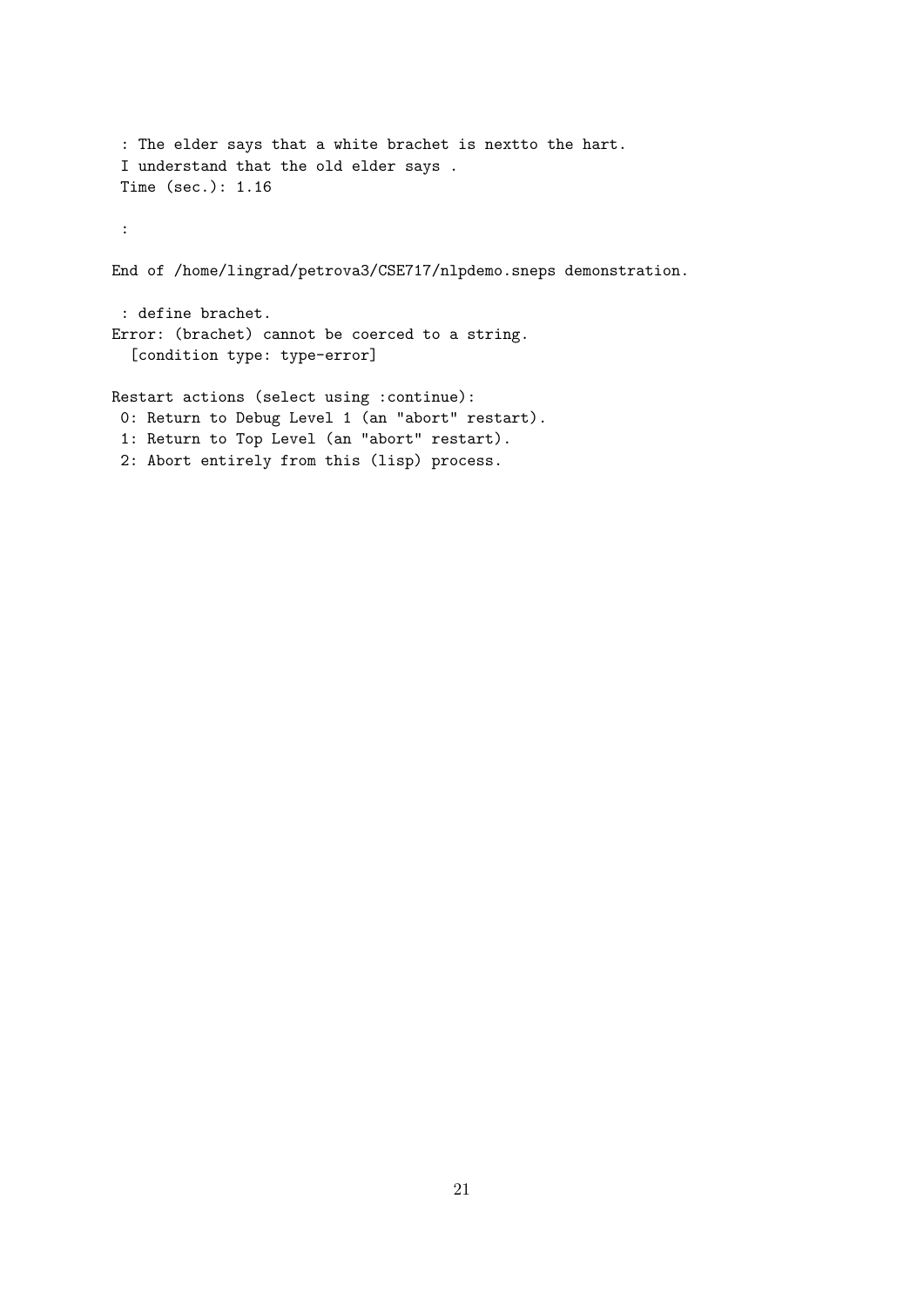```
 : The elder says that a white brachet is nextto the hart.
 I understand that the old elder says .
 Time (sec.): 1.16

 :

End of /home/lingrad/petrova3/CSE717/nlpdemo.sneps demonstration.

 : define brachet.
Error: (brachet) cannot be coerced to a string.
  [condition type: type-error]

Restart actions (select using :continue):
 0: Return to Debug Level 1 (an "abort" restart).
 1: Return to Top Level (an "abort" restart).
 2: Abort entirely from this (lisp) process.
```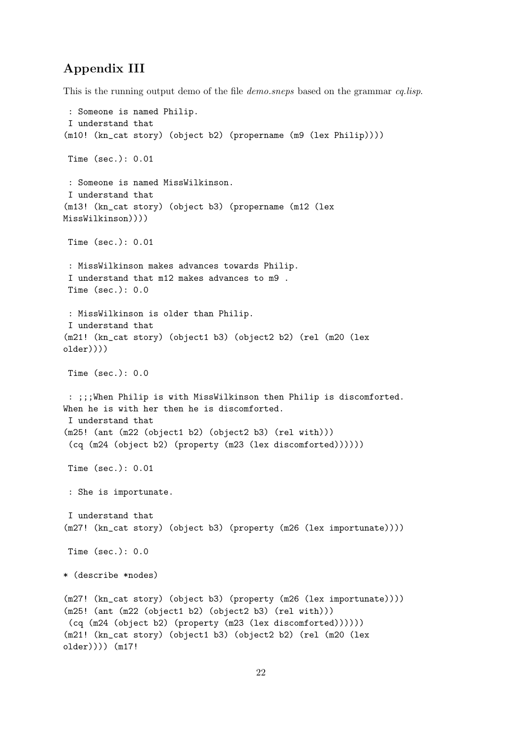## Appendix III

This is the running output demo of the file *demo.sneps* based on the grammar *cq.lisp*.

```
 : Someone is named Philip.
 I understand that
(m10! (kn_cat story) (object b2) (propername (m9 (lex Philip))))

 Time (sec.): 0.01

 : Someone is named MissWilkinson.
 I understand that
(m13! (kn_cat story) (object b3) (propername (m12 (lex
MissWilkinson))))

 Time (sec.): 0.01

 : MissWilkinson makes advances towards Philip.
 I understand that m12 makes advances to m9 .
 Time (sec.): 0.0

 : MissWilkinson is older than Philip.
 I understand that
(m21! (kn_cat story) (object1 b3) (object2 b2) (rel (m20 (lex
older))))

 Time (sec.): 0.0

 : ;;;When Philip is with MissWilkinson then Philip is discomforted.
When he is with her then he is discomforted.
 I understand that
(m25! (ant (m22 (object1 b2) (object2 b3) (rel with)))
 (cq (m24 (object b2) (property (m23 (lex discomforted))))))

 Time (sec.): 0.01

 : She is importunate.

 I understand that
(m27! (kn_cat story) (object b3) (property (m26 (lex importunate))))

 Time (sec.): 0.0

* (describe *nodes)

(m27! (kn_cat story) (object b3) (property (m26 (lex importunate))))
(m25! (ant (m22 (object1 b2) (object2 b3) (rel with)))
 (cq (m24 (object b2) (property (m23 (lex discomforted))))))
(m21! (kn_cat story) (object1 b3) (object2 b2) (rel (m20 (lex
older)))) (m17!
```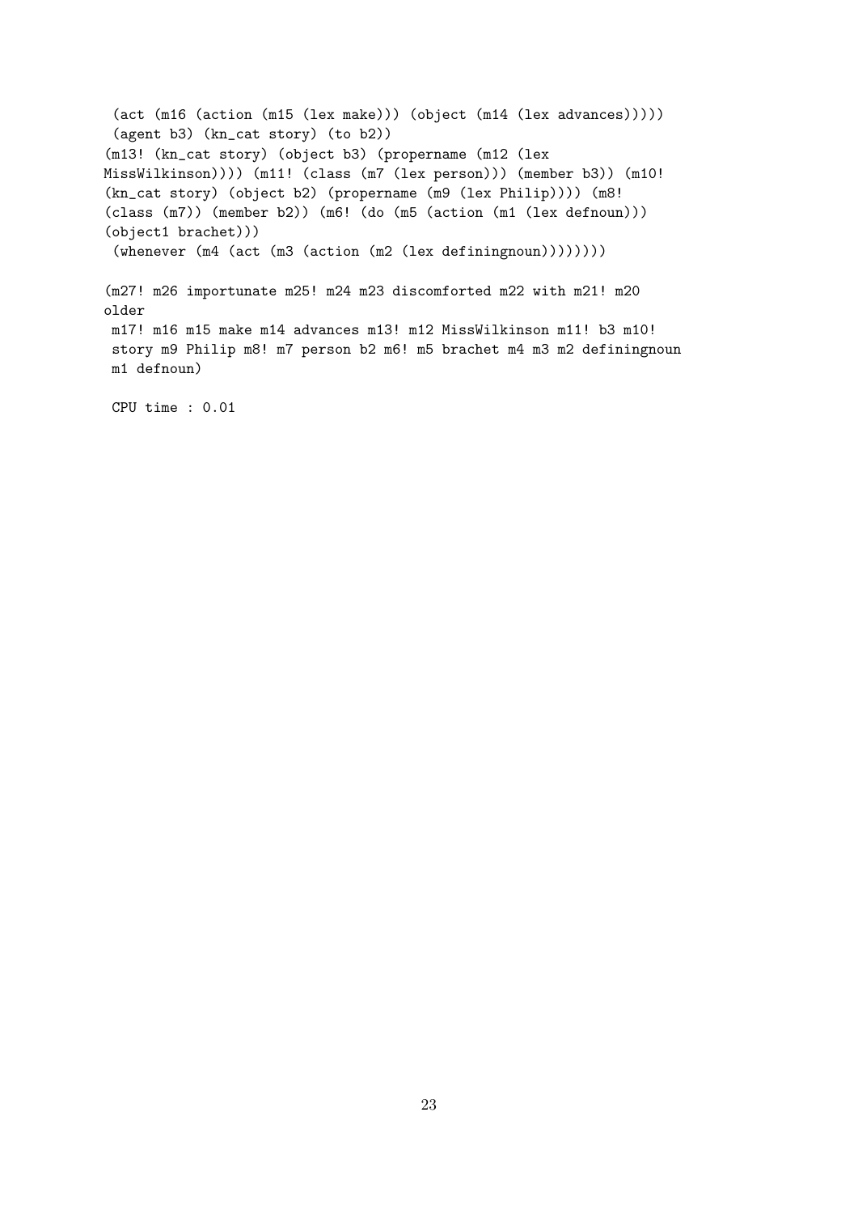```
 (act (m16 (action (m15 (lex make))) (object (m14 (lex advances)))))
 (agent b3) (kn_cat story) (to b2))
(m13! (kn_cat story) (object b3) (propername (m12 (lex
MissWilkinson)))) (m11! (class (m7 (lex person))) (member b3)) (m10!
(kn_cat story) (object b2) (propername (m9 (lex Philip)))) (m8!
(class (m7)) (member b2)) (m6! (do (m5 (action (m1 (lex defnoun)))
(object1 brachet)))
 (whenever (m4 (act (m3 (action (m2 (lex definingnoun))))))))

(m27! m26 importunate m25! m24 m23 discomforted m22 with m21! m20
older
 m17! m16 m15 make m14 advances m13! m12 MissWilkinson m11! b3 m10!
 story m9 Philip m8! m7 person b2 m6! m5 brachet m4 m3 m2 definingnoun
 m1 defnoun)

 CPU time : 0.01
```